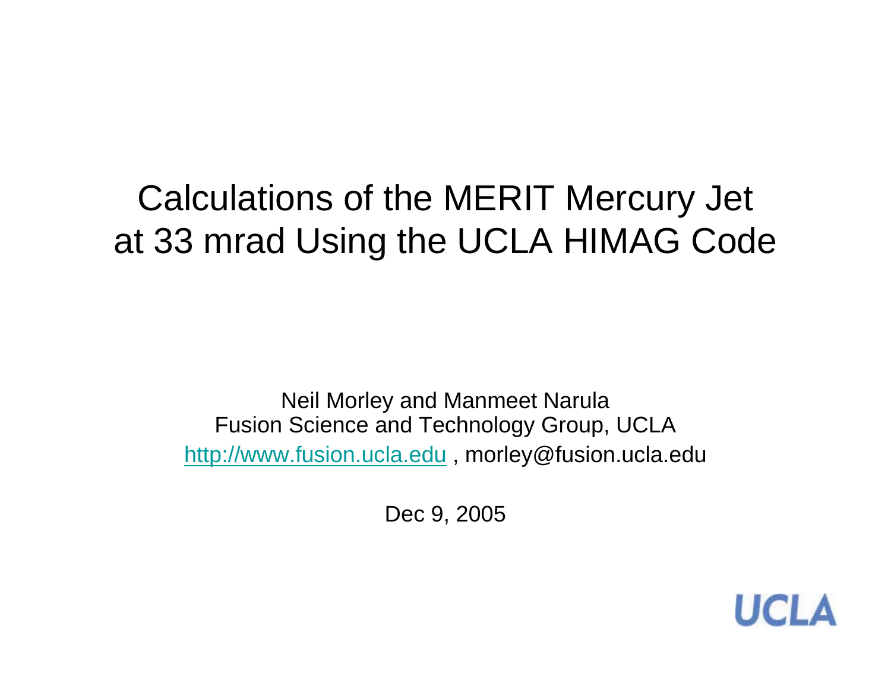# Calculations of the MERIT Mercury Jet at 33 mrad Using the UCLA HIMAG Code

Neil Morley and Manmeet Narula

Fusion Science and Technology Group, UCLA

http://www.fusion.ucla.edu , morley@fusion.ucla.edu

Dec 9, 2005

UCLA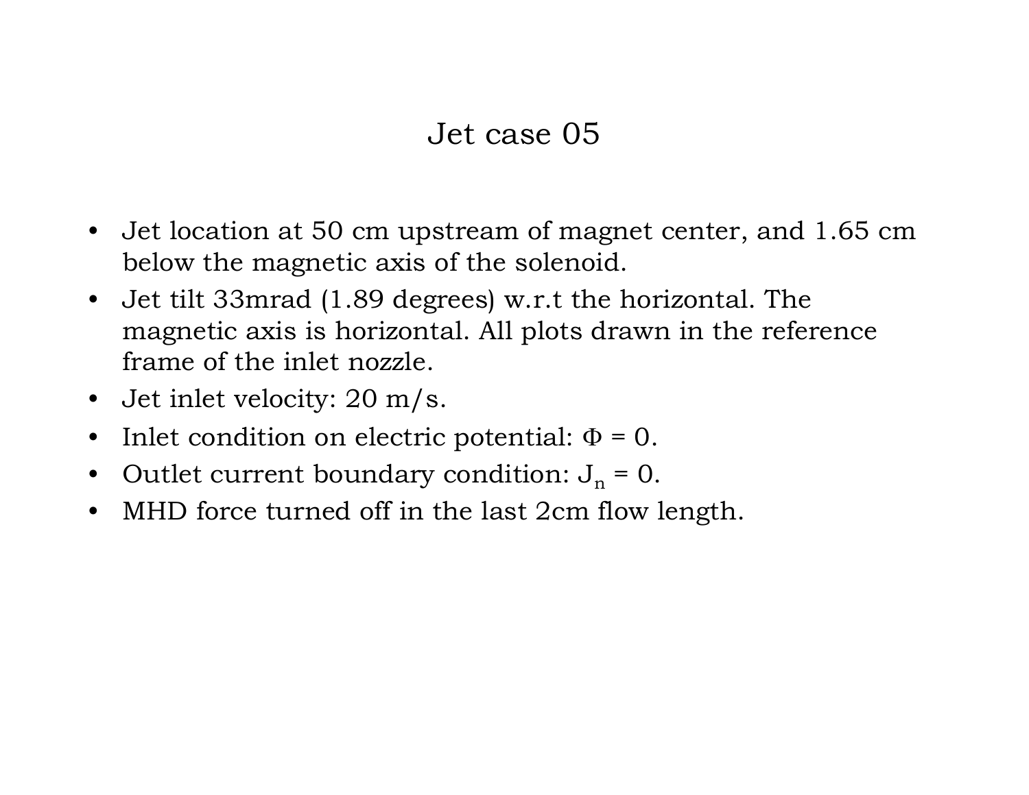# Jet case 05

- Jet location at 50 cm upstream of magnet center, and 1.65 cm below the magnetic axis of the solenoid.
- Jet tilt 33mrad (1.89 degrees) w.r.t the horizontal. The magnetic axis is horizontal. All plots drawn in the reference frame of the inlet nozzle.
- Jet inlet velocity: 20 m/s.
- Inlet condition on electric potential: $\Phi = 0$.
- Outlet current boundary condition: $J_n = 0$.
- MHD force turned off in the last 2cm flow length.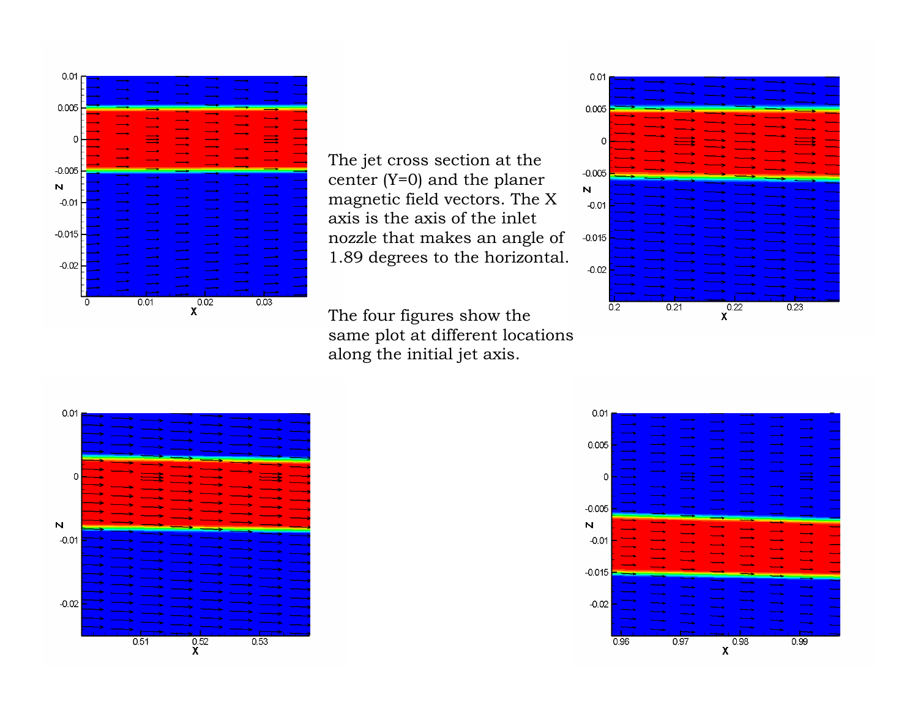The jet cross section at the center (Y=0) and the planer magnetic field vectors. The X axis is the axis of the inlet nozzle that makes an angle of 1.89 degrees to the horizontal.

The four figures show the same plot at different locations along the initial jet axis.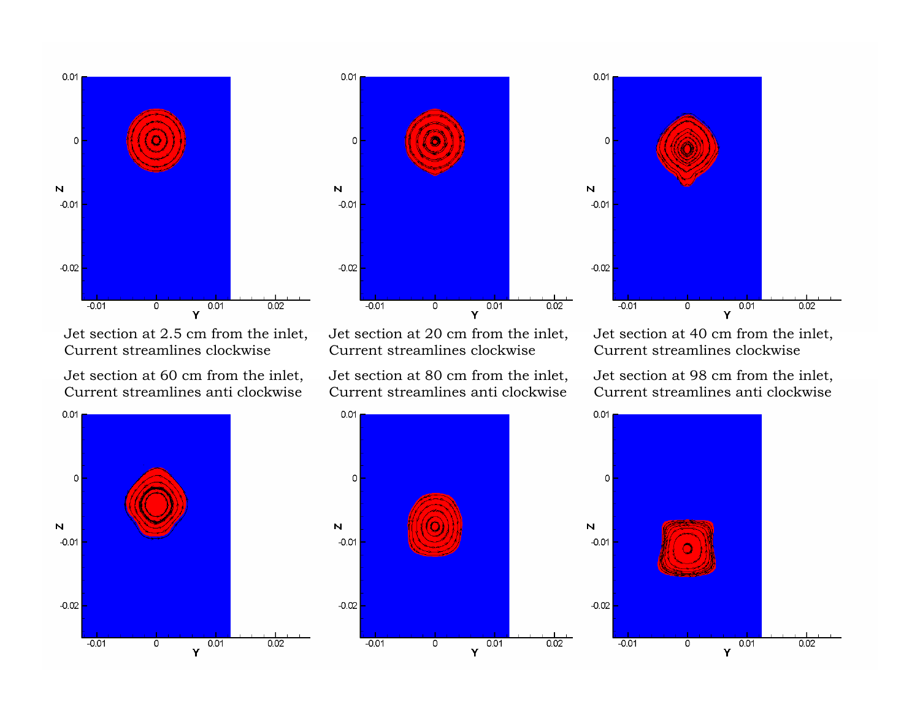0.01
0
-0.01
-0.02
Z
-0.01 0 0.01 0.02
Y

Jet section at 2.5 cm from the inlet, Current streamlines clockwise

0.01
0
-0.01
-0.02
Z
-0.01 0 0.01 0.02
Y

Jet section at 20 cm from the inlet, Current streamlines clockwise

0.01
0
-0.01
-0.02
Z
-0.01 0 0.01 0.02
Y

Jet section at 40 cm from the inlet, Current streamlines clockwise

Jet section at 60 cm from the inlet, Current streamlines anti clockwise

0.01
0
-0.01
-0.02
Z
-0.01 0 0.01 0.02
Y

Jet section at 80 cm from the inlet, Current streamlines anti clockwise

0.01
0
-0.01
-0.02
Z
-0.01 0 0.01 0.02
Y

Jet section at 98 cm from the inlet, Current streamlines anti clockwise

0.01
0
-0.01
-0.02
Z
-0.01 0 0.01 0.02
Y